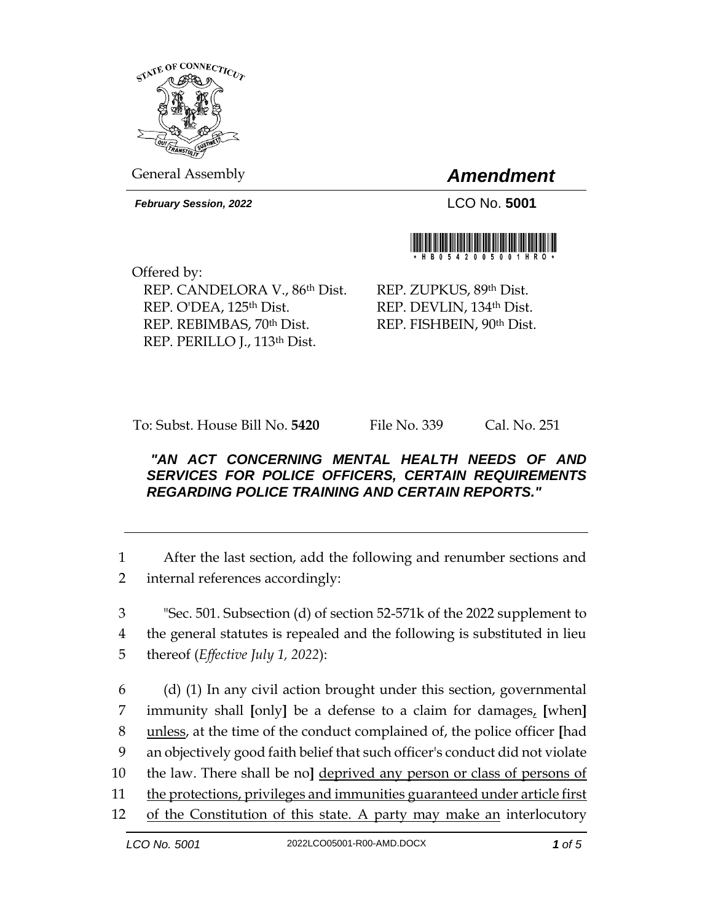General Assembly

# *Amendment*

***February Session, 2022***

LCO No. **5001**

Offered by:

REP. CANDELORA V., 86th Dist.
REP. O'DEA, 125th Dist.
REP. REBIMBAS, 70th Dist.
REP. PERILLO J., 113th Dist.
REP. ZUPKUS, 89th Dist.
REP. DEVLIN, 134th Dist.
REP. FISHBEIN, 90th Dist.

To: Subst. House Bill No. **5420** File No. 339 Cal. No. 251

***"AN ACT CONCERNING MENTAL HEALTH NEEDS OF AND SERVICES FOR POLICE OFFICERS, CERTAIN REQUIREMENTS REGARDING POLICE TRAINING AND CERTAIN REPORTS."***

---

1 After the last section, add the following and renumber sections and
2 internal references accordingly:

3 "Sec. 501. Subsection (d) of section 52-571k of the 2022 supplement to
4 the general statutes is repealed and the following is substituted in lieu
5 thereof (*Effective July 1, 2022*):

6 (d) (1) In any civil action brought under this section, governmental
7 immunity shall **[**only**]** be a defense to a claim for damages<u>,</u> **[**when**]**
8 <u>unless</u>, at the time of the conduct complained of, the police officer **[**had
9 an objectively good faith belief that such officer's conduct did not violate
10 the law. There shall be no**]** <u>deprived any person or class of persons of</u>
11 <u>the protections, privileges and immunities guaranteed under article first</u>
12 <u>of the Constitution of this state. A party may make an</u> interlocutory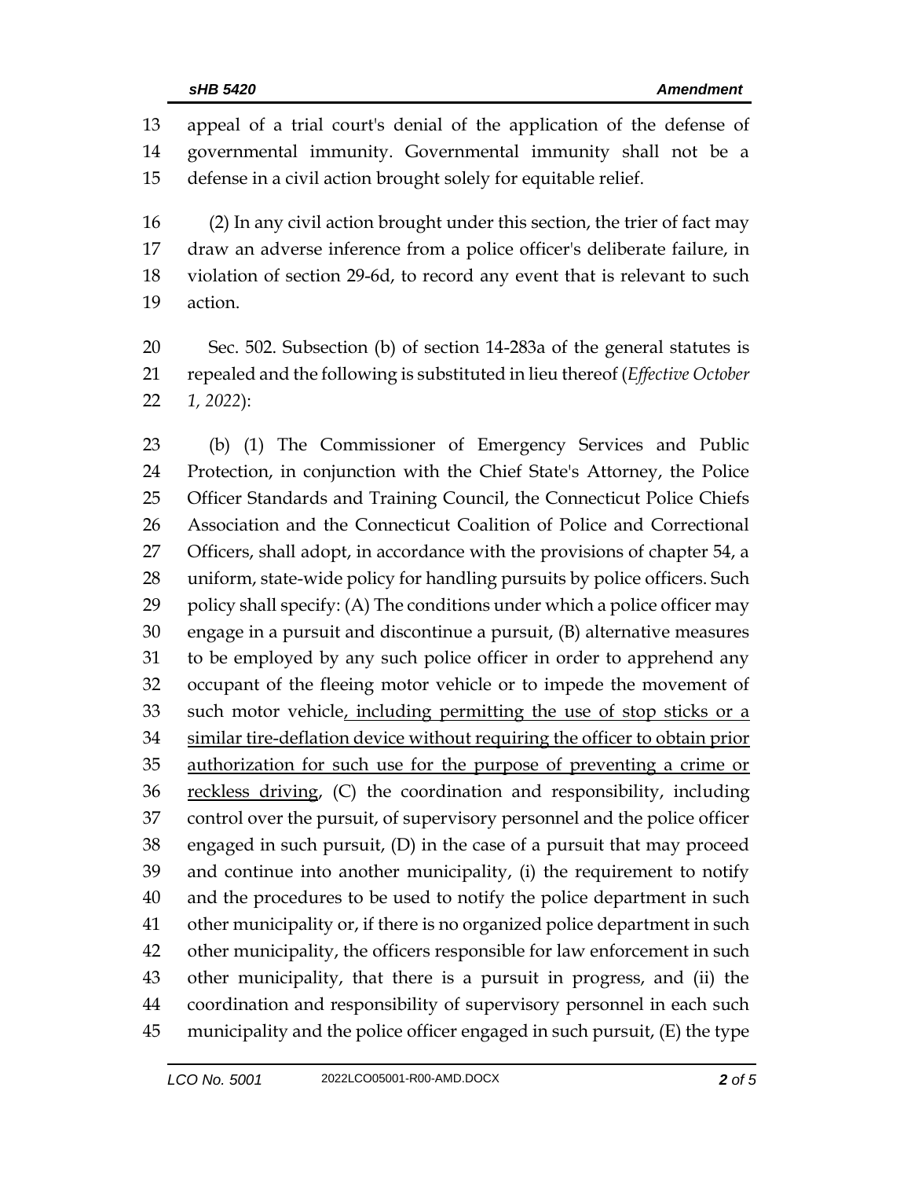appeal of a trial court's denial of the application of the defense of governmental immunity. Governmental immunity shall not be a defense in a civil action brought solely for equitable relief.

(2) In any civil action brought under this section, the trier of fact may draw an adverse inference from a police officer's deliberate failure, in violation of section 29-6d, to record any event that is relevant to such action.

Sec. 502. Subsection (b) of section 14-283a of the general statutes is repealed and the following is substituted in lieu thereof (*Effective October 1, 2022*):

(b) (1) The Commissioner of Emergency Services and Public Protection, in conjunction with the Chief State's Attorney, the Police Officer Standards and Training Council, the Connecticut Police Chiefs Association and the Connecticut Coalition of Police and Correctional Officers, shall adopt, in accordance with the provisions of chapter 54, a uniform, state-wide policy for handling pursuits by police officers. Such policy shall specify: (A) The conditions under which a police officer may engage in a pursuit and discontinue a pursuit, (B) alternative measures to be employed by any such police officer in order to apprehend any occupant of the fleeing motor vehicle or to impede the movement of such motor vehicle<u>, including permitting the use of stop sticks or a similar tire-deflation device without requiring the officer to obtain prior authorization for such use for the purpose of preventing a crime or reckless driving</u>, (C) the coordination and responsibility, including control over the pursuit, of supervisory personnel and the police officer engaged in such pursuit, (D) in the case of a pursuit that may proceed and continue into another municipality, (i) the requirement to notify and the procedures to be used to notify the police department in such other municipality or, if there is no organized police department in such other municipality, the officers responsible for law enforcement in such other municipality, that there is a pursuit in progress, and (ii) the coordination and responsibility of supervisory personnel in each such municipality and the police officer engaged in such pursuit, (E) the type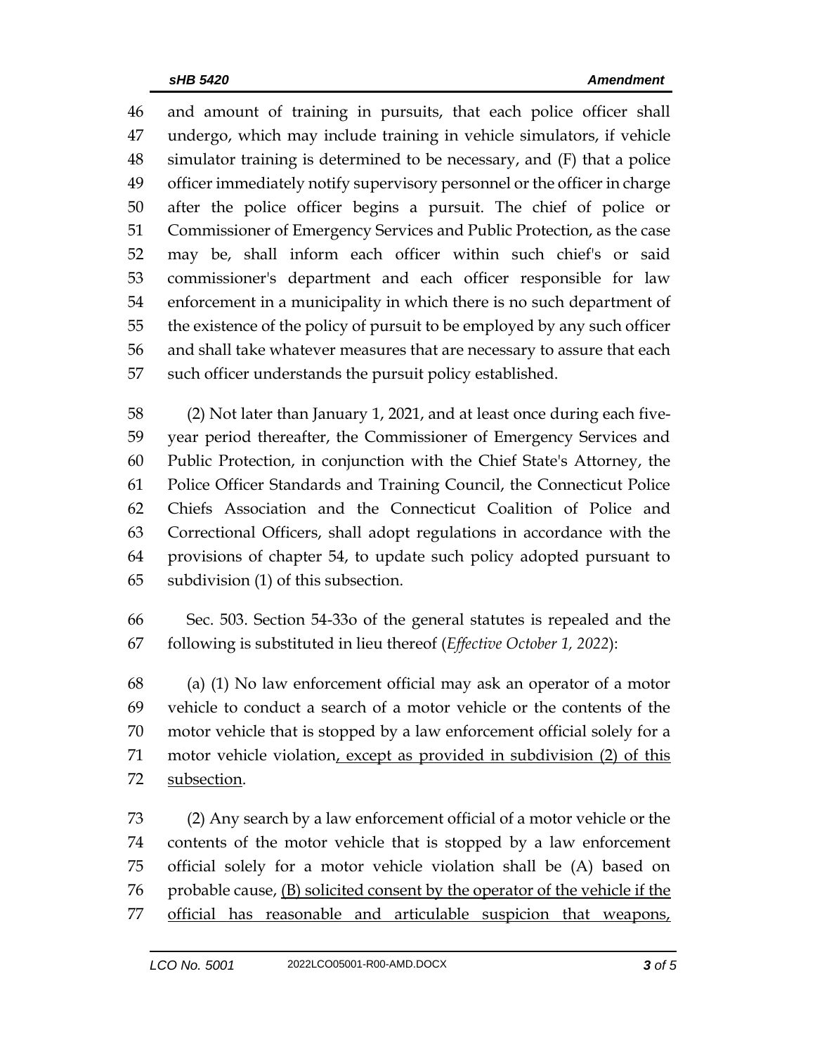and amount of training in pursuits, that each police officer shall undergo, which may include training in vehicle simulators, if vehicle simulator training is determined to be necessary, and (F) that a police officer immediately notify supervisory personnel or the officer in charge after the police officer begins a pursuit. The chief of police or Commissioner of Emergency Services and Public Protection, as the case may be, shall inform each officer within such chief's or said commissioner's department and each officer responsible for law enforcement in a municipality in which there is no such department of the existence of the policy of pursuit to be employed by any such officer and shall take whatever measures that are necessary to assure that each such officer understands the pursuit policy established.

(2) Not later than January 1, 2021, and at least once during each five-year period thereafter, the Commissioner of Emergency Services and Public Protection, in conjunction with the Chief State's Attorney, the Police Officer Standards and Training Council, the Connecticut Police Chiefs Association and the Connecticut Coalition of Police and Correctional Officers, shall adopt regulations in accordance with the provisions of chapter 54, to update such policy adopted pursuant to subdivision (1) of this subsection.

Sec. 503. Section 54-33o of the general statutes is repealed and the following is substituted in lieu thereof (*Effective October 1, 2022*):

(a) (1) No law enforcement official may ask an operator of a motor vehicle to conduct a search of a motor vehicle or the contents of the motor vehicle that is stopped by a law enforcement official solely for a motor vehicle violation<u>, except as provided in subdivision (2) of this subsection</u>.

(2) Any search by a law enforcement official of a motor vehicle or the contents of the motor vehicle that is stopped by a law enforcement official solely for a motor vehicle violation shall be (A) based on probable cause, <u>(B) solicited consent by the operator of the vehicle if the official has reasonable and articulable suspicion that weapons,</u>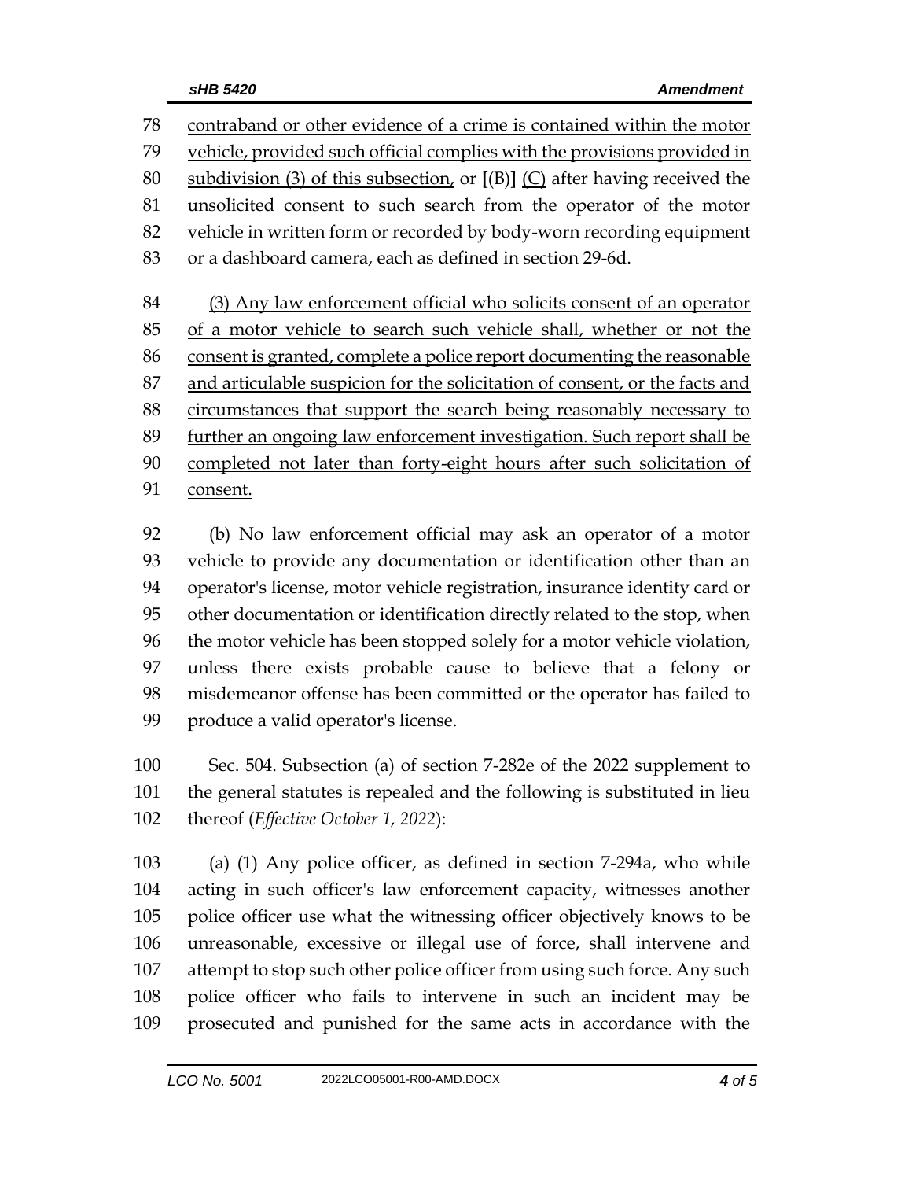contraband or other evidence of a crime is contained within the motor vehicle, provided such official complies with the provisions provided in subdivision (3) of this subsection, or [(B)] (C) after having received the unsolicited consent to such search from the operator of the motor vehicle in written form or recorded by body-worn recording equipment or a dashboard camera, each as defined in section 29-6d.

(3) Any law enforcement official who solicits consent of an operator of a motor vehicle to search such vehicle shall, whether or not the consent is granted, complete a police report documenting the reasonable and articulable suspicion for the solicitation of consent, or the facts and circumstances that support the search being reasonably necessary to further an ongoing law enforcement investigation. Such report shall be completed not later than forty-eight hours after such solicitation of consent.

(b) No law enforcement official may ask an operator of a motor vehicle to provide any documentation or identification other than an operator's license, motor vehicle registration, insurance identity card or other documentation or identification directly related to the stop, when the motor vehicle has been stopped solely for a motor vehicle violation, unless there exists probable cause to believe that a felony or misdemeanor offense has been committed or the operator has failed to produce a valid operator's license.

Sec. 504. Subsection (a) of section 7-282e of the 2022 supplement to the general statutes is repealed and the following is substituted in lieu thereof (*Effective October 1, 2022*):

(a) (1) Any police officer, as defined in section 7-294a, who while acting in such officer's law enforcement capacity, witnesses another police officer use what the witnessing officer objectively knows to be unreasonable, excessive or illegal use of force, shall intervene and attempt to stop such other police officer from using such force. Any such police officer who fails to intervene in such an incident may be prosecuted and punished for the same acts in accordance with the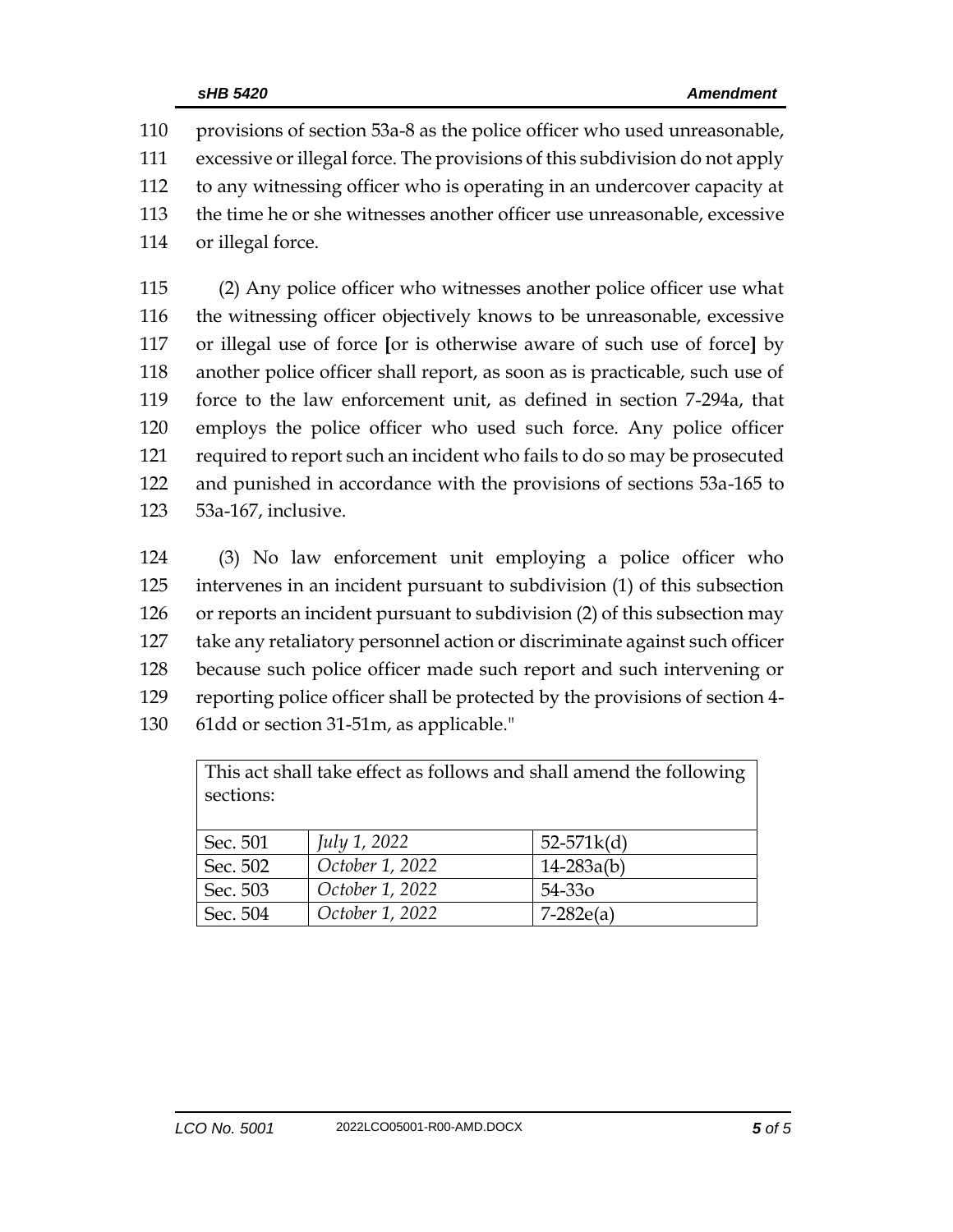provisions of section 53a-8 as the police officer who used unreasonable, excessive or illegal force. The provisions of this subdivision do not apply to any witnessing officer who is operating in an undercover capacity at the time he or she witnesses another officer use unreasonable, excessive or illegal force.

(2) Any police officer who witnesses another police officer use what the witnessing officer objectively knows to be unreasonable, excessive or illegal use of force **[**or is otherwise aware of such use of force**]** by another police officer shall report, as soon as is practicable, such use of force to the law enforcement unit, as defined in section 7-294a, that employs the police officer who used such force. Any police officer required to report such an incident who fails to do so may be prosecuted and punished in accordance with the provisions of sections 53a-165 to 53a-167, inclusive.

(3) No law enforcement unit employing a police officer who intervenes in an incident pursuant to subdivision (1) of this subsection or reports an incident pursuant to subdivision (2) of this subsection may take any retaliatory personnel action or discriminate against such officer because such police officer made such report and such intervening or reporting police officer shall be protected by the provisions of section 4-61dd or section 31-51m, as applicable."

| This act shall take effect as follows and shall amend the following sections: | | |
|---|---|---|
| Sec. 501 | *July 1, 2022* | 52-571k(d) |
| Sec. 502 | *October 1, 2022* | 14-283a(b) |
| Sec. 503 | *October 1, 2022* | 54-33o |
| Sec. 504 | *October 1, 2022* | 7-282e(a) |